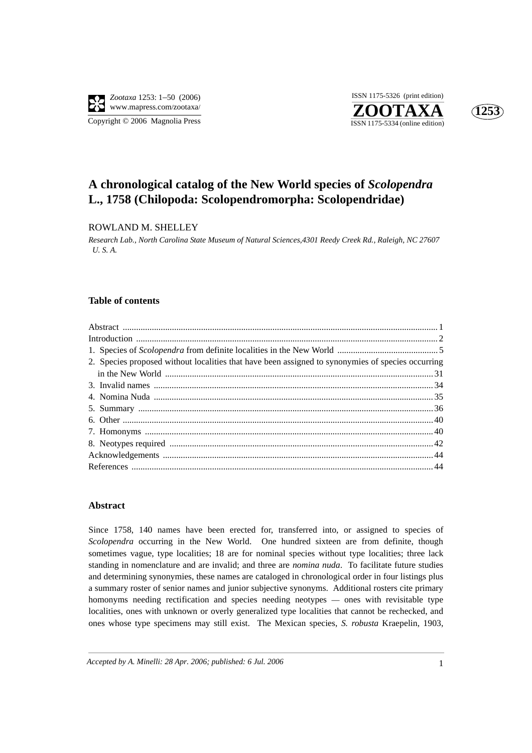# A chronological catalog of the New World species of *Scolopendra* L., 1758 (Chilopoda: Scolopendromorpha: Scolopendridae)

ROWLAND M. SHELLEY

*Research Lab., North Carolina State Museum of Natural Sciences,4301 Reedy Creek Rd., Raleigh, NC 27607 U. S. A.*

### Table of contents

| | |
|---|---|
| Abstract | 1 |
| Introduction | 2 |
| 1. Species of *Scolopendra* from definite localities in the New World | 5 |
| 2. Species proposed without localities that have been assigned to synonymies of species occurring in the New World | 31 |
| 3. Invalid names | 34 |
| 4. Nomina Nuda | 35 |
| 5. Summary | 36 |
| 6. Other | 40 |
| 7. Homonyms | 40 |
| 8. Neotypes required | 42 |
| Acknowledgements | 44 |
| References | 44 |

### Abstract

Since 1758, 140 names have been erected for, transferred into, or assigned to species of *Scolopendra* occurring in the New World. One hundred sixteen are from definite, though sometimes vague, type localities; 18 are for nominal species without type localities; three lack standing in nomenclature and are invalid; and three are *nomina nuda*. To facilitate future studies and determining synonymies, these names are cataloged in chronological order in four listings plus a summary roster of senior names and junior subjective synonyms. Additional rosters cite primary homonyms needing rectification and species needing neotypes — ones with revisitable type localities, ones with unknown or overly generalized type localities that cannot be rechecked, and ones whose type specimens may still exist. The Mexican species, *S. robusta* Kraepelin, 1903,

*Accepted by A. Minelli: 28 Apr. 2006; published: 6 Jul. 2006*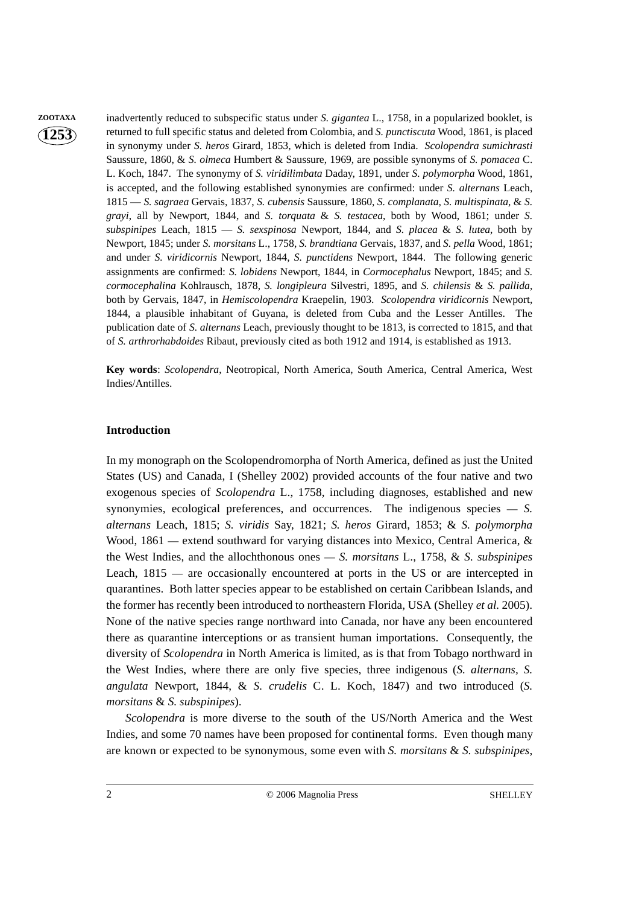inadvertently reduced to subspecific status under *S. gigantea* L., 1758, in a popularized booklet, is returned to full specific status and deleted from Colombia, and *S. punctiscuta* Wood, 1861, is placed in synonymy under *S. heros* Girard, 1853, which is deleted from India. *Scolopendra sumichrasti* Saussure, 1860, & *S. olmeca* Humbert & Saussure, 1969, are possible synonyms of *S. pomacea* C. L. Koch, 1847. The synonymy of *S. viridilimbata* Daday, 1891, under *S. polymorpha* Wood, 1861, is accepted, and the following established synonymies are confirmed: under *S. alternans* Leach, 1815 — *S. sagraea* Gervais, 1837, *S. cubensis* Saussure, 1860, *S. complanata*, *S. multispinata*, & *S. grayi*, all by Newport, 1844, and *S. torquata* & *S. testacea*, both by Wood, 1861; under *S. subspinipes* Leach, 1815 — *S. sexspinosa* Newport, 1844, and *S. placea* & *S. lutea*, both by Newport, 1845; under *S. morsitans* L., 1758, *S. brandtiana* Gervais, 1837, and *S. pella* Wood, 1861; and under *S. viridicornis* Newport, 1844, *S. punctidens* Newport, 1844. The following generic assignments are confirmed: *S. lobidens* Newport, 1844, in *Cormocephalus* Newport, 1845; and *S. cormocephalina* Kohlrausch, 1878, *S. longipleura* Silvestri, 1895, and *S. chilensis* & *S. pallida*, both by Gervais, 1847, in *Hemiscolopendra* Kraepelin, 1903. *Scolopendra viridicornis* Newport, 1844, a plausible inhabitant of Guyana, is deleted from Cuba and the Lesser Antilles. The publication date of *S. alternans* Leach, previously thought to be 1813, is corrected to 1815, and that of *S. arthrorhabdoides* Ribaut, previously cited as both 1912 and 1914, is established as 1913.

**Key words**: *Scolopendra*, Neotropical, North America, South America, Central America, West Indies/Antilles.

## Introduction

In my monograph on the Scolopendromorpha of North America, defined as just the United States (US) and Canada, I (Shelley 2002) provided accounts of the four native and two exogenous species of *Scolopendra* L., 1758, including diagnoses, established and new synonymies, ecological preferences, and occurrences. The indigenous species — *S. alternans* Leach, 1815; *S. viridis* Say, 1821; *S. heros* Girard, 1853; & *S. polymorpha* Wood, 1861 — extend southward for varying distances into Mexico, Central America, & the West Indies, and the allochthonous ones — *S. morsitans* L., 1758, & *S. subspinipes* Leach, 1815 — are occasionally encountered at ports in the US or are intercepted in quarantines. Both latter species appear to be established on certain Caribbean Islands, and the former has recently been introduced to northeastern Florida, USA (Shelley *et al.* 2005). None of the native species range northward into Canada, nor have any been encountered there as quarantine interceptions or as transient human importations. Consequently, the diversity of *Scolopendra* in North America is limited, as is that from Tobago northward in the West Indies, where there are only five species, three indigenous (*S. alternans*, *S. angulata* Newport, 1844, & *S. crudelis* C. L. Koch, 1847) and two introduced (*S. morsitans* & *S. subspinipes*).

*Scolopendra* is more diverse to the south of the US/North America and the West Indies, and some 70 names have been proposed for continental forms. Even though many are known or expected to be synonymous, some even with *S. morsitans* & *S. subspinipes*,